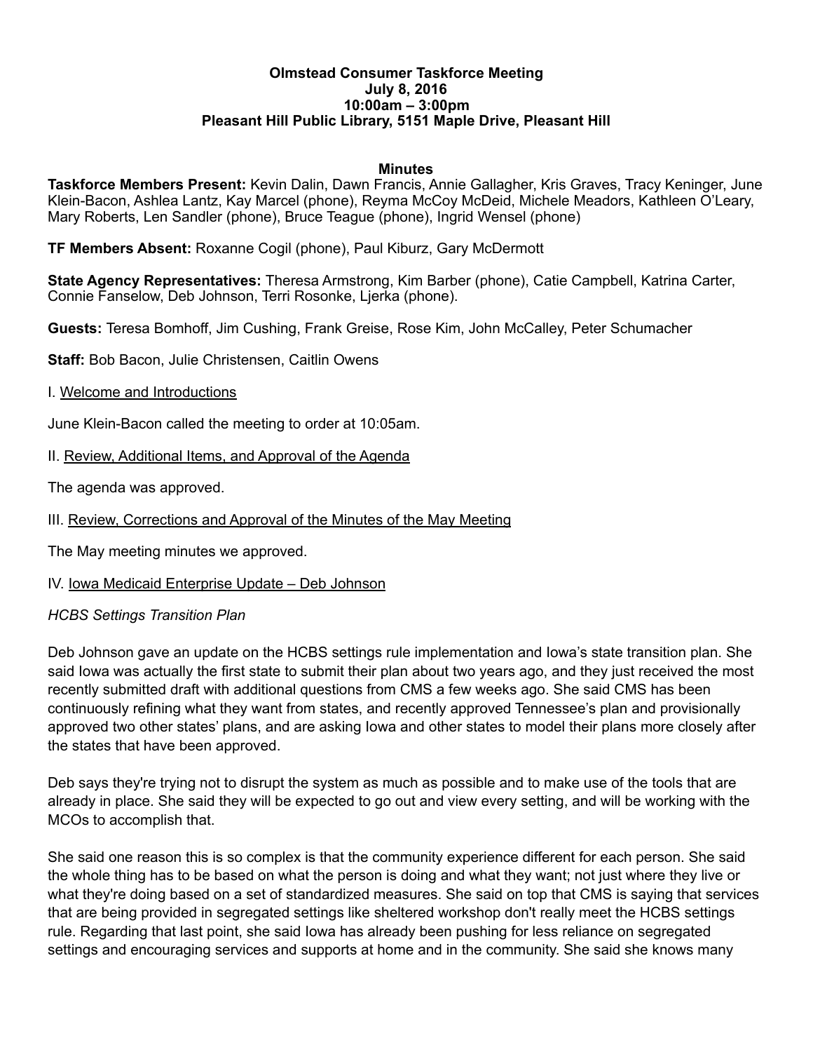**Olmstead Consumer Taskforce Meeting**
**July 8, 2016**
**10:00am – 3:00pm**
**Pleasant Hill Public Library, 5151 Maple Drive, Pleasant Hill**

**Minutes**

**Taskforce Members Present:** Kevin Dalin, Dawn Francis, Annie Gallagher, Kris Graves, Tracy Keninger, June Klein-Bacon, Ashlea Lantz, Kay Marcel (phone), Reyma McCoy McDeid, Michele Meadors, Kathleen O'Leary, Mary Roberts, Len Sandler (phone), Bruce Teague (phone), Ingrid Wensel (phone)

**TF Members Absent:** Roxanne Cogil (phone), Paul Kiburz, Gary McDermott

**State Agency Representatives:** Theresa Armstrong, Kim Barber (phone), Catie Campbell, Katrina Carter, Connie Fanselow, Deb Johnson, Terri Rosonke, Ljerka (phone).

**Guests:** Teresa Bomhoff, Jim Cushing, Frank Greise, Rose Kim, John McCalley, Peter Schumacher

**Staff:** Bob Bacon, Julie Christensen, Caitlin Owens

I. Welcome and Introductions

June Klein-Bacon called the meeting to order at 10:05am.

II. Review, Additional Items, and Approval of the Agenda

The agenda was approved.

III. Review, Corrections and Approval of the Minutes of the May Meeting

The May meeting minutes we approved.

IV. Iowa Medicaid Enterprise Update – Deb Johnson

*HCBS Settings Transition Plan*

Deb Johnson gave an update on the HCBS settings rule implementation and Iowa's state transition plan. She said Iowa was actually the first state to submit their plan about two years ago, and they just received the most recently submitted draft with additional questions from CMS a few weeks ago. She said CMS has been continuously refining what they want from states, and recently approved Tennessee's plan and provisionally approved two other states' plans, and are asking Iowa and other states to model their plans more closely after the states that have been approved.

Deb says they're trying not to disrupt the system as much as possible and to make use of the tools that are already in place. She said they will be expected to go out and view every setting, and will be working with the MCOs to accomplish that.

She said one reason this is so complex is that the community experience different for each person. She said the whole thing has to be based on what the person is doing and what they want; not just where they live or what they're doing based on a set of standardized measures. She said on top that CMS is saying that services that are being provided in segregated settings like sheltered workshop don't really meet the HCBS settings rule. Regarding that last point, she said Iowa has already been pushing for less reliance on segregated settings and encouraging services and supports at home and in the community. She said she knows many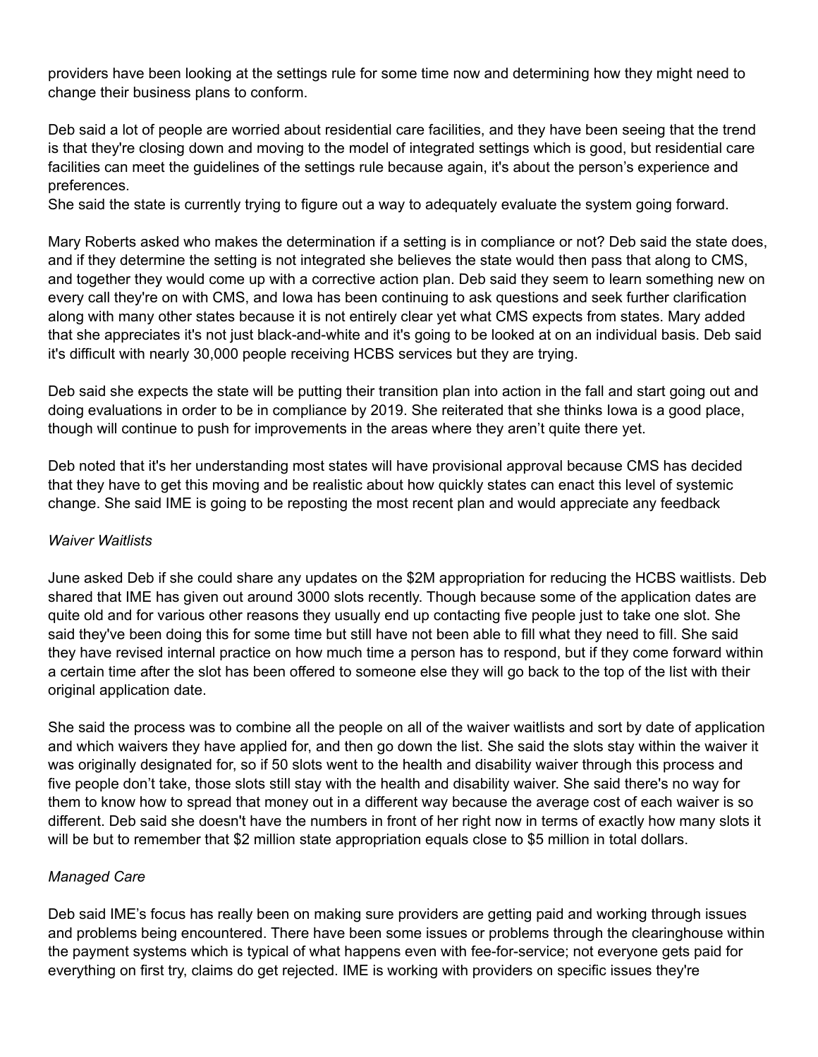providers have been looking at the settings rule for some time now and determining how they might need to change their business plans to conform.

Deb said a lot of people are worried about residential care facilities, and they have been seeing that the trend is that they're closing down and moving to the model of integrated settings which is good, but residential care facilities can meet the guidelines of the settings rule because again, it's about the person's experience and preferences.
She said the state is currently trying to figure out a way to adequately evaluate the system going forward.

Mary Roberts asked who makes the determination if a setting is in compliance or not? Deb said the state does, and if they determine the setting is not integrated she believes the state would then pass that along to CMS, and together they would come up with a corrective action plan. Deb said they seem to learn something new on every call they're on with CMS, and Iowa has been continuing to ask questions and seek further clarification along with many other states because it is not entirely clear yet what CMS expects from states. Mary added that she appreciates it's not just black-and-white and it's going to be looked at on an individual basis. Deb said it's difficult with nearly 30,000 people receiving HCBS services but they are trying.

Deb said she expects the state will be putting their transition plan into action in the fall and start going out and doing evaluations in order to be in compliance by 2019. She reiterated that she thinks Iowa is a good place, though will continue to push for improvements in the areas where they aren't quite there yet.

Deb noted that it's her understanding most states will have provisional approval because CMS has decided that they have to get this moving and be realistic about how quickly states can enact this level of systemic change. She said IME is going to be reposting the most recent plan and would appreciate any feedback

*Waiver Waitlists*

June asked Deb if she could share any updates on the $2M appropriation for reducing the HCBS waitlists. Deb shared that IME has given out around 3000 slots recently. Though because some of the application dates are quite old and for various other reasons they usually end up contacting five people just to take one slot. She said they've been doing this for some time but still have not been able to fill what they need to fill. She said they have revised internal practice on how much time a person has to respond, but if they come forward within a certain time after the slot has been offered to someone else they will go back to the top of the list with their original application date.

She said the process was to combine all the people on all of the waiver waitlists and sort by date of application and which waivers they have applied for, and then go down the list. She said the slots stay within the waiver it was originally designated for, so if 50 slots went to the health and disability waiver through this process and five people don't take, those slots still stay with the health and disability waiver. She said there's no way for them to know how to spread that money out in a different way because the average cost of each waiver is so different. Deb said she doesn't have the numbers in front of her right now in terms of exactly how many slots it will be but to remember that $2 million state appropriation equals close to $5 million in total dollars.

*Managed Care*

Deb said IME's focus has really been on making sure providers are getting paid and working through issues and problems being encountered. There have been some issues or problems through the clearinghouse within the payment systems which is typical of what happens even with fee-for-service; not everyone gets paid for everything on first try, claims do get rejected. IME is working with providers on specific issues they're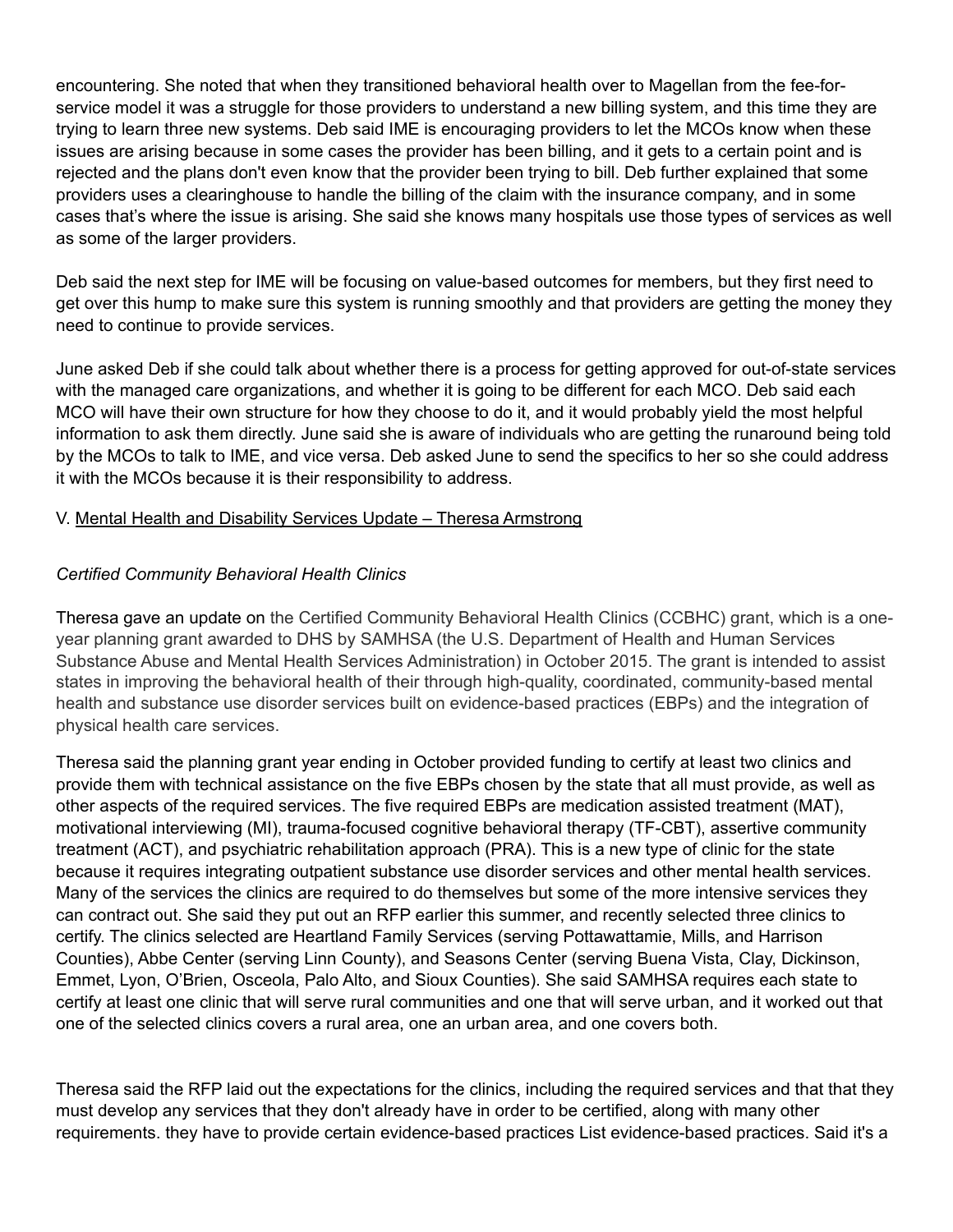encountering. She noted that when they transitioned behavioral health over to Magellan from the fee-for-service model it was a struggle for those providers to understand a new billing system, and this time they are trying to learn three new systems. Deb said IME is encouraging providers to let the MCOs know when these issues are arising because in some cases the provider has been billing, and it gets to a certain point and is rejected and the plans don't even know that the provider been trying to bill. Deb further explained that some providers uses a clearinghouse to handle the billing of the claim with the insurance company, and in some cases that's where the issue is arising. She said she knows many hospitals use those types of services as well as some of the larger providers.

Deb said the next step for IME will be focusing on value-based outcomes for members, but they first need to get over this hump to make sure this system is running smoothly and that providers are getting the money they need to continue to provide services.

June asked Deb if she could talk about whether there is a process for getting approved for out-of-state services with the managed care organizations, and whether it is going to be different for each MCO. Deb said each MCO will have their own structure for how they choose to do it, and it would probably yield the most helpful information to ask them directly. June said she is aware of individuals who are getting the runaround being told by the MCOs to talk to IME, and vice versa. Deb asked June to send the specifics to her so she could address it with the MCOs because it is their responsibility to address.

## V. Mental Health and Disability Services Update – Theresa Armstrong

### *Certified Community Behavioral Health Clinics*

Theresa gave an update on the Certified Community Behavioral Health Clinics (CCBHC) grant, which is a one-year planning grant awarded to DHS by SAMHSA (the U.S. Department of Health and Human Services Substance Abuse and Mental Health Services Administration) in October 2015. The grant is intended to assist states in improving the behavioral health of their through high-quality, coordinated, community-based mental health and substance use disorder services built on evidence-based practices (EBPs) and the integration of physical health care services.

Theresa said the planning grant year ending in October provided funding to certify at least two clinics and provide them with technical assistance on the five EBPs chosen by the state that all must provide, as well as other aspects of the required services. The five required EBPs are medication assisted treatment (MAT), motivational interviewing (MI), trauma-focused cognitive behavioral therapy (TF-CBT), assertive community treatment (ACT), and psychiatric rehabilitation approach (PRA). This is a new type of clinic for the state because it requires integrating outpatient substance use disorder services and other mental health services. Many of the services the clinics are required to do themselves but some of the more intensive services they can contract out. She said they put out an RFP earlier this summer, and recently selected three clinics to certify. The clinics selected are Heartland Family Services (serving Pottawattamie, Mills, and Harrison Counties), Abbe Center (serving Linn County), and Seasons Center (serving Buena Vista, Clay, Dickinson, Emmet, Lyon, O'Brien, Osceola, Palo Alto, and Sioux Counties). She said SAMHSA requires each state to certify at least one clinic that will serve rural communities and one that will serve urban, and it worked out that one of the selected clinics covers a rural area, one an urban area, and one covers both.

Theresa said the RFP laid out the expectations for the clinics, including the required services and that that they must develop any services that they don't already have in order to be certified, along with many other requirements. they have to provide certain evidence-based practices List evidence-based practices. Said it's a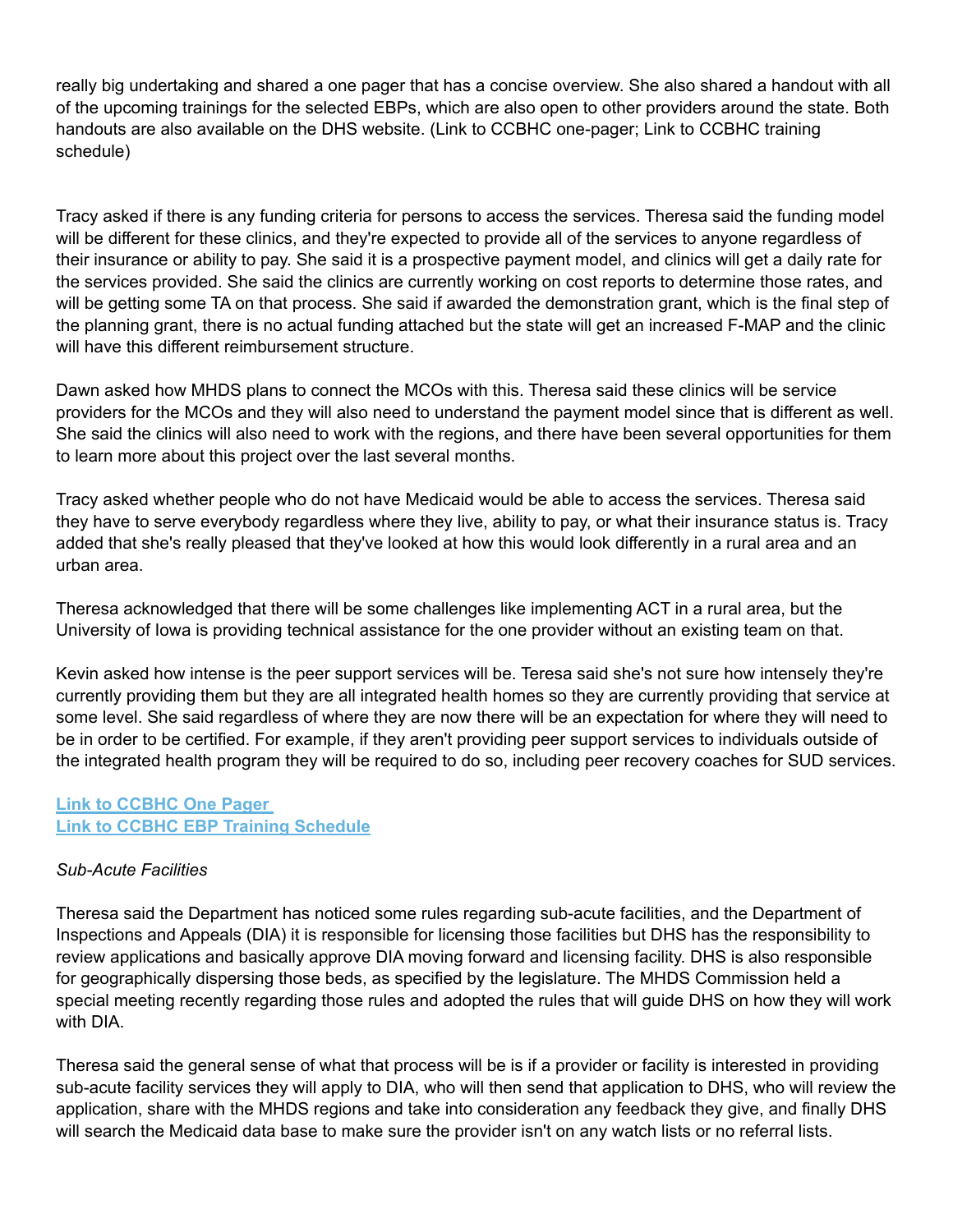really big undertaking and shared a one pager that has a concise overview. She also shared a handout with all of the upcoming trainings for the selected EBPs, which are also open to other providers around the state. Both handouts are also available on the DHS website. (Link to CCBHC one-pager; Link to CCBHC training schedule)

Tracy asked if there is any funding criteria for persons to access the services. Theresa said the funding model will be different for these clinics, and they're expected to provide all of the services to anyone regardless of their insurance or ability to pay. She said it is a prospective payment model, and clinics will get a daily rate for the services provided. She said the clinics are currently working on cost reports to determine those rates, and will be getting some TA on that process. She said if awarded the demonstration grant, which is the final step of the planning grant, there is no actual funding attached but the state will get an increased F-MAP and the clinic will have this different reimbursement structure.

Dawn asked how MHDS plans to connect the MCOs with this. Theresa said these clinics will be service providers for the MCOs and they will also need to understand the payment model since that is different as well. She said the clinics will also need to work with the regions, and there have been several opportunities for them to learn more about this project over the last several months.

Tracy asked whether people who do not have Medicaid would be able to access the services. Theresa said they have to serve everybody regardless where they live, ability to pay, or what their insurance status is. Tracy added that she's really pleased that they've looked at how this would look differently in a rural area and an urban area.

Theresa acknowledged that there will be some challenges like implementing ACT in a rural area, but the University of Iowa is providing technical assistance for the one provider without an existing team on that.

Kevin asked how intense is the peer support services will be. Teresa said she's not sure how intensely they're currently providing them but they are all integrated health homes so they are currently providing that service at some level. She said regardless of where they are now there will be an expectation for where they will need to be in order to be certified. For example, if they aren't providing peer support services to individuals outside of the integrated health program they will be required to do so, including peer recovery coaches for SUD services.

[Link to CCBHC One Pager](#)
[Link to CCBHC EBP Training Schedule](#)

*Sub-Acute Facilities*

Theresa said the Department has noticed some rules regarding sub-acute facilities, and the Department of Inspections and Appeals (DIA) it is responsible for licensing those facilities but DHS has the responsibility to review applications and basically approve DIA moving forward and licensing facility. DHS is also responsible for geographically dispersing those beds, as specified by the legislature. The MHDS Commission held a special meeting recently regarding those rules and adopted the rules that will guide DHS on how they will work with DIA.

Theresa said the general sense of what that process will be is if a provider or facility is interested in providing sub-acute facility services they will apply to DIA, who will then send that application to DHS, who will review the application, share with the MHDS regions and take into consideration any feedback they give, and finally DHS will search the Medicaid data base to make sure the provider isn't on any watch lists or no referral lists.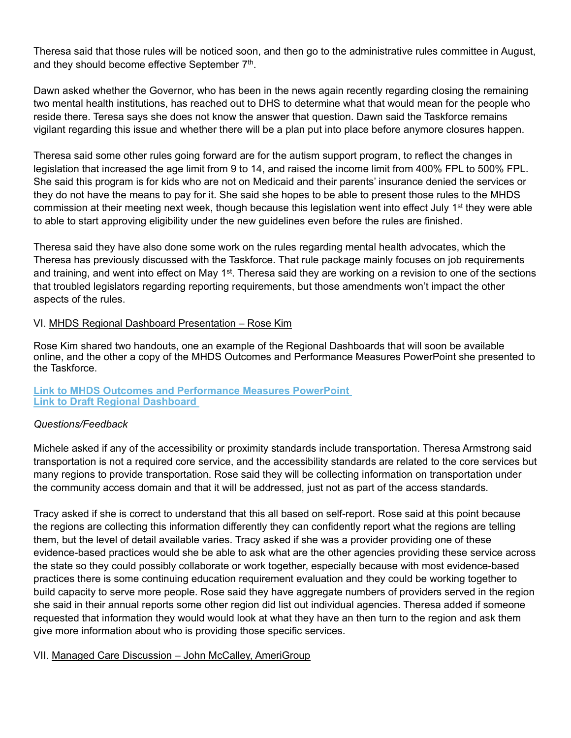Theresa said that those rules will be noticed soon, and then go to the administrative rules committee in August, and they should become effective September 7th.

Dawn asked whether the Governor, who has been in the news again recently regarding closing the remaining two mental health institutions, has reached out to DHS to determine what that would mean for the people who reside there. Teresa says she does not know the answer that question. Dawn said the Taskforce remains vigilant regarding this issue and whether there will be a plan put into place before anymore closures happen.

Theresa said some other rules going forward are for the autism support program, to reflect the changes in legislation that increased the age limit from 9 to 14, and raised the income limit from 400% FPL to 500% FPL. She said this program is for kids who are not on Medicaid and their parents' insurance denied the services or they do not have the means to pay for it. She said she hopes to be able to present those rules to the MHDS commission at their meeting next week, though because this legislation went into effect July 1st they were able to able to start approving eligibility under the new guidelines even before the rules are finished.

Theresa said they have also done some work on the rules regarding mental health advocates, which the Theresa has previously discussed with the Taskforce. That rule package mainly focuses on job requirements and training, and went into effect on May 1st. Theresa said they are working on a revision to one of the sections that troubled legislators regarding reporting requirements, but those amendments won't impact the other aspects of the rules.

VI. <u>MHDS Regional Dashboard Presentation – Rose Kim</u>

Rose Kim shared two handouts, one an example of the Regional Dashboards that will soon be available online, and the other a copy of the MHDS Outcomes and Performance Measures PowerPoint she presented to the Taskforce.

**Link to MHDS Outcomes and Performance Measures PowerPoint**
**Link to Draft Regional Dashboard**

*Questions/Feedback*

Michele asked if any of the accessibility or proximity standards include transportation. Theresa Armstrong said transportation is not a required core service, and the accessibility standards are related to the core services but many regions to provide transportation. Rose said they will be collecting information on transportation under the community access domain and that it will be addressed, just not as part of the access standards.

Tracy asked if she is correct to understand that this all based on self-report. Rose said at this point because the regions are collecting this information differently they can confidently report what the regions are telling them, but the level of detail available varies. Tracy asked if she was a provider providing one of these evidence-based practices would she be able to ask what are the other agencies providing these service across the state so they could possibly collaborate or work together, especially because with most evidence-based practices there is some continuing education requirement evaluation and they could be working together to build capacity to serve more people. Rose said they have aggregate numbers of providers served in the region she said in their annual reports some other region did list out individual agencies. Theresa added if someone requested that information they would would look at what they have an then turn to the region and ask them give more information about who is providing those specific services.

VII. <u>Managed Care Discussion – John McCalley, AmeriGroup</u>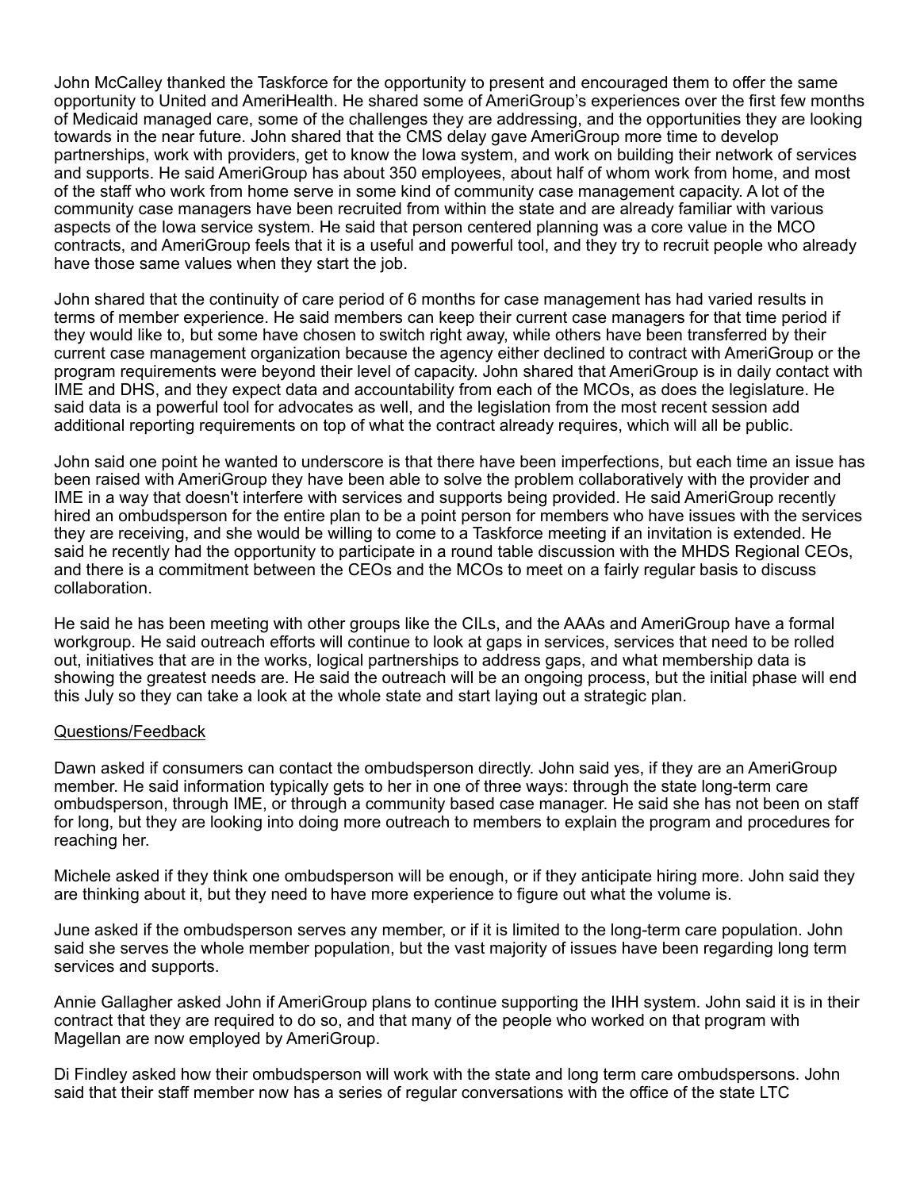John McCalley thanked the Taskforce for the opportunity to present and encouraged them to offer the same opportunity to United and AmeriHealth. He shared some of AmeriGroup's experiences over the first few months of Medicaid managed care, some of the challenges they are addressing, and the opportunities they are looking towards in the near future. John shared that the CMS delay gave AmeriGroup more time to develop partnerships, work with providers, get to know the Iowa system, and work on building their network of services and supports. He said AmeriGroup has about 350 employees, about half of whom work from home, and most of the staff who work from home serve in some kind of community case management capacity. A lot of the community case managers have been recruited from within the state and are already familiar with various aspects of the Iowa service system. He said that person centered planning was a core value in the MCO contracts, and AmeriGroup feels that it is a useful and powerful tool, and they try to recruit people who already have those same values when they start the job.

John shared that the continuity of care period of 6 months for case management has had varied results in terms of member experience. He said members can keep their current case managers for that time period if they would like to, but some have chosen to switch right away, while others have been transferred by their current case management organization because the agency either declined to contract with AmeriGroup or the program requirements were beyond their level of capacity. John shared that AmeriGroup is in daily contact with IME and DHS, and they expect data and accountability from each of the MCOs, as does the legislature. He said data is a powerful tool for advocates as well, and the legislation from the most recent session add additional reporting requirements on top of what the contract already requires, which will all be public.

John said one point he wanted to underscore is that there have been imperfections, but each time an issue has been raised with AmeriGroup they have been able to solve the problem collaboratively with the provider and IME in a way that doesn't interfere with services and supports being provided. He said AmeriGroup recently hired an ombudsperson for the entire plan to be a point person for members who have issues with the services they are receiving, and she would be willing to come to a Taskforce meeting if an invitation is extended. He said he recently had the opportunity to participate in a round table discussion with the MHDS Regional CEOs, and there is a commitment between the CEOs and the MCOs to meet on a fairly regular basis to discuss collaboration.

He said he has been meeting with other groups like the CILs, and the AAAs and AmeriGroup have a formal workgroup. He said outreach efforts will continue to look at gaps in services, services that need to be rolled out, initiatives that are in the works, logical partnerships to address gaps, and what membership data is showing the greatest needs are. He said the outreach will be an ongoing process, but the initial phase will end this July so they can take a look at the whole state and start laying out a strategic plan.

Questions/Feedback

Dawn asked if consumers can contact the ombudsperson directly. John said yes, if they are an AmeriGroup member. He said information typically gets to her in one of three ways: through the state long-term care ombudsperson, through IME, or through a community based case manager. He said she has not been on staff for long, but they are looking into doing more outreach to members to explain the program and procedures for reaching her.

Michele asked if they think one ombudsperson will be enough, or if they anticipate hiring more. John said they are thinking about it, but they need to have more experience to figure out what the volume is.

June asked if the ombudsperson serves any member, or if it is limited to the long-term care population. John said she serves the whole member population, but the vast majority of issues have been regarding long term services and supports.

Annie Gallagher asked John if AmeriGroup plans to continue supporting the IHH system. John said it is in their contract that they are required to do so, and that many of the people who worked on that program with Magellan are now employed by AmeriGroup.

Di Findley asked how their ombudsperson will work with the state and long term care ombudspersons. John said that their staff member now has a series of regular conversations with the office of the state LTC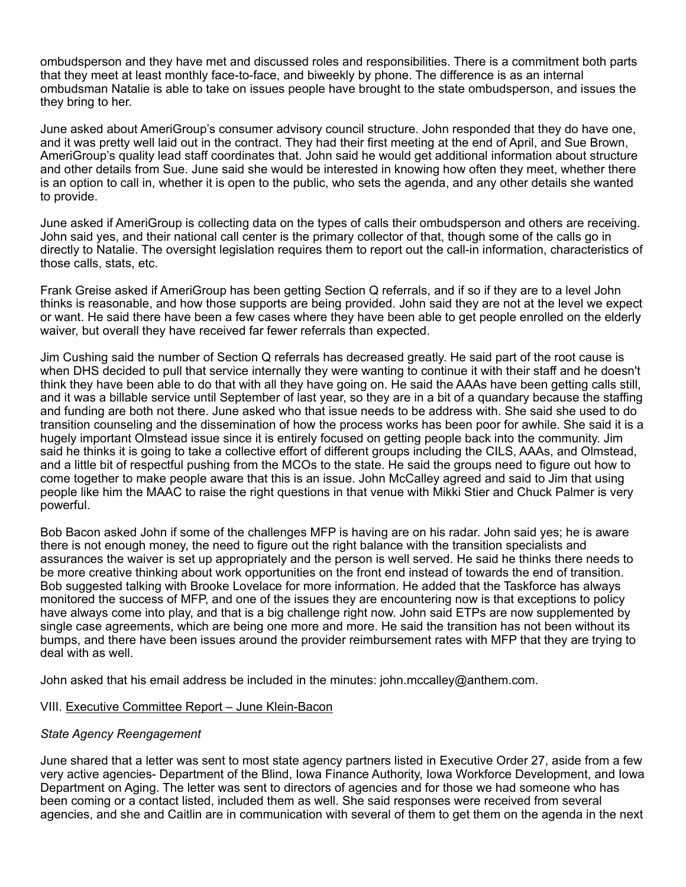ombudsperson and they have met and discussed roles and responsibilities. There is a commitment both parts that they meet at least monthly face-to-face, and biweekly by phone. The difference is as an internal ombudsman Natalie is able to take on issues people have brought to the state ombudsperson, and issues the they bring to her.

June asked about AmeriGroup's consumer advisory council structure. John responded that they do have one, and it was pretty well laid out in the contract. They had their first meeting at the end of April, and Sue Brown, AmeriGroup's quality lead staff coordinates that. John said he would get additional information about structure and other details from Sue. June said she would be interested in knowing how often they meet, whether there is an option to call in, whether it is open to the public, who sets the agenda, and any other details she wanted to provide.

June asked if AmeriGroup is collecting data on the types of calls their ombudsperson and others are receiving. John said yes, and their national call center is the primary collector of that, though some of the calls go in directly to Natalie. The oversight legislation requires them to report out the call-in information, characteristics of those calls, stats, etc.

Frank Greise asked if AmeriGroup has been getting Section Q referrals, and if so if they are to a level John thinks is reasonable, and how those supports are being provided. John said they are not at the level we expect or want. He said there have been a few cases where they have been able to get people enrolled on the elderly waiver, but overall they have received far fewer referrals than expected.

Jim Cushing said the number of Section Q referrals has decreased greatly. He said part of the root cause is when DHS decided to pull that service internally they were wanting to continue it with their staff and he doesn't think they have been able to do that with all they have going on. He said the AAAs have been getting calls still, and it was a billable service until September of last year, so they are in a bit of a quandary because the staffing and funding are both not there. June asked who that issue needs to be address with. She said she used to do transition counseling and the dissemination of how the process works has been poor for awhile. She said it is a hugely important Olmstead issue since it is entirely focused on getting people back into the community. Jim said he thinks it is going to take a collective effort of different groups including the CILS, AAAs, and Olmstead, and a little bit of respectful pushing from the MCOs to the state. He said the groups need to figure out how to come together to make people aware that this is an issue. John McCalley agreed and said to Jim that using people like him the MAAC to raise the right questions in that venue with Mikki Stier and Chuck Palmer is very powerful.

Bob Bacon asked John if some of the challenges MFP is having are on his radar. John said yes; he is aware there is not enough money, the need to figure out the right balance with the transition specialists and assurances the waiver is set up appropriately and the person is well served. He said he thinks there needs to be more creative thinking about work opportunities on the front end instead of towards the end of transition. Bob suggested talking with Brooke Lovelace for more information. He added that the Taskforce has always monitored the success of MFP, and one of the issues they are encountering now is that exceptions to policy have always come into play, and that is a big challenge right now. John said ETPs are now supplemented by single case agreements, which are being one more and more. He said the transition has not been without its bumps, and there have been issues around the provider reimbursement rates with MFP that they are trying to deal with as well.

John asked that his email address be included in the minutes: john.mccalley@anthem.com.

VIII. <u>Executive Committee Report – June Klein-Bacon</u>

*State Agency Reengagement*

June shared that a letter was sent to most state agency partners listed in Executive Order 27, aside from a few very active agencies- Department of the Blind, Iowa Finance Authority, Iowa Workforce Development, and Iowa Department on Aging. The letter was sent to directors of agencies and for those we had someone who has been coming or a contact listed, included them as well. She said responses were received from several agencies, and she and Caitlin are in communication with several of them to get them on the agenda in the next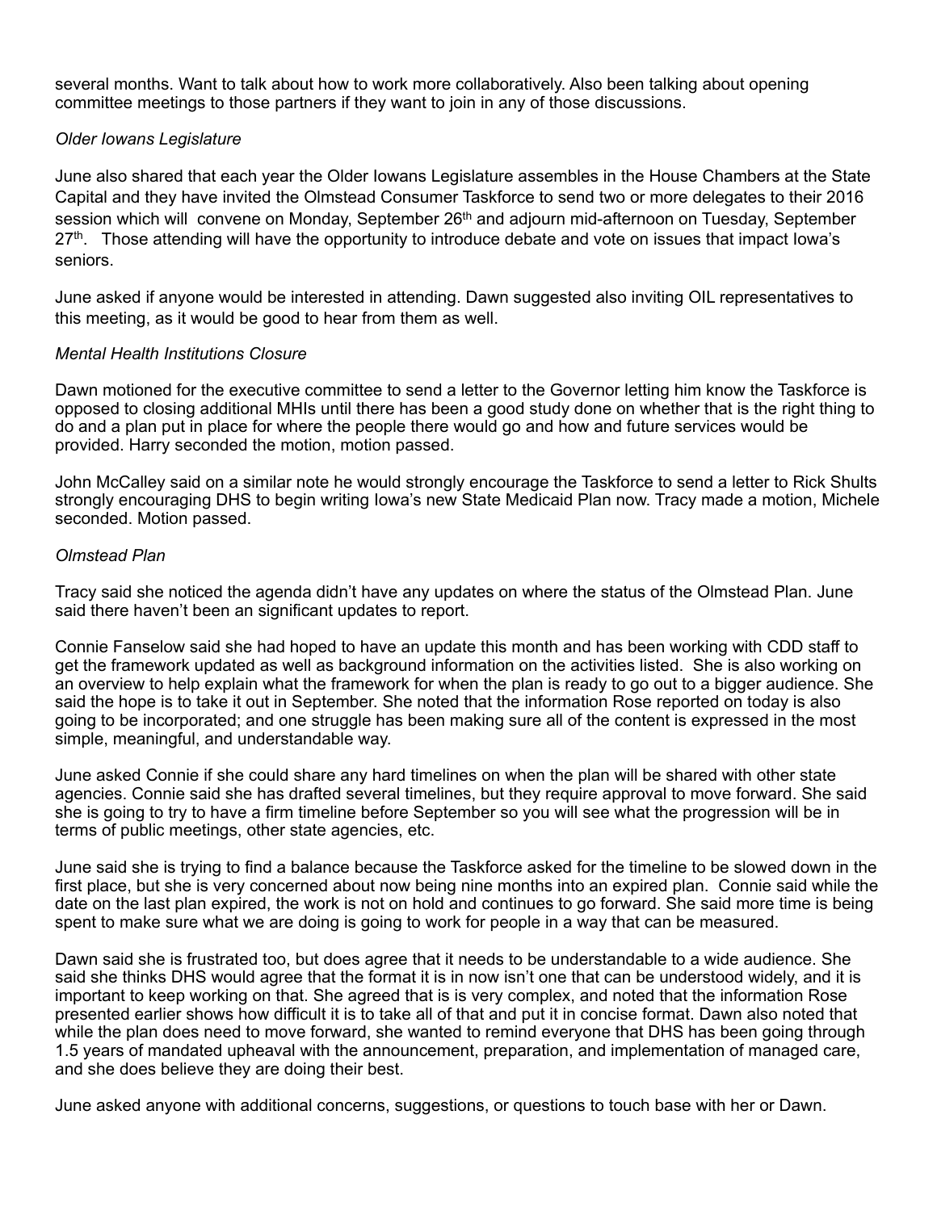several months. Want to talk about how to work more collaboratively. Also been talking about opening committee meetings to those partners if they want to join in any of those discussions.

*Older Iowans Legislature*

June also shared that each year the Older Iowans Legislature assembles in the House Chambers at the State Capital and they have invited the Olmstead Consumer Taskforce to send two or more delegates to their 2016 session which will convene on Monday, September 26th and adjourn mid-afternoon on Tuesday, September 27th. Those attending will have the opportunity to introduce debate and vote on issues that impact Iowa's seniors.

June asked if anyone would be interested in attending. Dawn suggested also inviting OIL representatives to this meeting, as it would be good to hear from them as well.

*Mental Health Institutions Closure*

Dawn motioned for the executive committee to send a letter to the Governor letting him know the Taskforce is opposed to closing additional MHIs until there has been a good study done on whether that is the right thing to do and a plan put in place for where the people there would go and how and future services would be provided. Harry seconded the motion, motion passed.

John McCalley said on a similar note he would strongly encourage the Taskforce to send a letter to Rick Shults strongly encouraging DHS to begin writing Iowa's new State Medicaid Plan now. Tracy made a motion, Michele seconded. Motion passed.

*Olmstead Plan*

Tracy said she noticed the agenda didn't have any updates on where the status of the Olmstead Plan. June said there haven't been an significant updates to report.

Connie Fanselow said she had hoped to have an update this month and has been working with CDD staff to get the framework updated as well as background information on the activities listed. She is also working on an overview to help explain what the framework for when the plan is ready to go out to a bigger audience. She said the hope is to take it out in September. She noted that the information Rose reported on today is also going to be incorporated; and one struggle has been making sure all of the content is expressed in the most simple, meaningful, and understandable way.

June asked Connie if she could share any hard timelines on when the plan will be shared with other state agencies. Connie said she has drafted several timelines, but they require approval to move forward. She said she is going to try to have a firm timeline before September so you will see what the progression will be in terms of public meetings, other state agencies, etc.

June said she is trying to find a balance because the Taskforce asked for the timeline to be slowed down in the first place, but she is very concerned about now being nine months into an expired plan. Connie said while the date on the last plan expired, the work is not on hold and continues to go forward. She said more time is being spent to make sure what we are doing is going to work for people in a way that can be measured.

Dawn said she is frustrated too, but does agree that it needs to be understandable to a wide audience. She said she thinks DHS would agree that the format it is in now isn't one that can be understood widely, and it is important to keep working on that. She agreed that is is very complex, and noted that the information Rose presented earlier shows how difficult it is to take all of that and put it in concise format. Dawn also noted that while the plan does need to move forward, she wanted to remind everyone that DHS has been going through 1.5 years of mandated upheaval with the announcement, preparation, and implementation of managed care, and she does believe they are doing their best.

June asked anyone with additional concerns, suggestions, or questions to touch base with her or Dawn.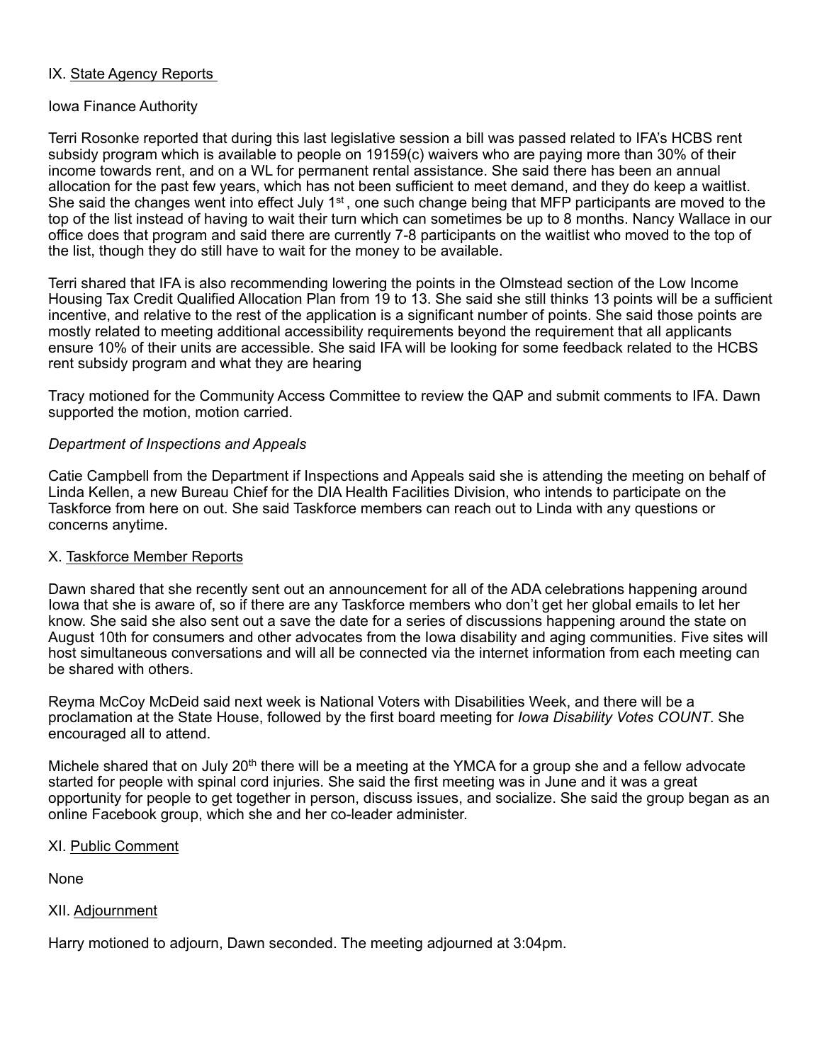## IX. State Agency Reports

Iowa Finance Authority

Terri Rosonke reported that during this last legislative session a bill was passed related to IFA's HCBS rent subsidy program which is available to people on 19159(c) waivers who are paying more than 30% of their income towards rent, and on a WL for permanent rental assistance. She said there has been an annual allocation for the past few years, which has not been sufficient to meet demand, and they do keep a waitlist. She said the changes went into effect July 1st, one such change being that MFP participants are moved to the top of the list instead of having to wait their turn which can sometimes be up to 8 months. Nancy Wallace in our office does that program and said there are currently 7-8 participants on the waitlist who moved to the top of the list, though they do still have to wait for the money to be available.

Terri shared that IFA is also recommending lowering the points in the Olmstead section of the Low Income Housing Tax Credit Qualified Allocation Plan from 19 to 13. She said she still thinks 13 points will be a sufficient incentive, and relative to the rest of the application is a significant number of points. She said those points are mostly related to meeting additional accessibility requirements beyond the requirement that all applicants ensure 10% of their units are accessible. She said IFA will be looking for some feedback related to the HCBS rent subsidy program and what they are hearing

Tracy motioned for the Community Access Committee to review the QAP and submit comments to IFA. Dawn supported the motion, motion carried.

*Department of Inspections and Appeals*

Catie Campbell from the Department if Inspections and Appeals said she is attending the meeting on behalf of Linda Kellen, a new Bureau Chief for the DIA Health Facilities Division, who intends to participate on the Taskforce from here on out. She said Taskforce members can reach out to Linda with any questions or concerns anytime.

## X. Taskforce Member Reports

Dawn shared that she recently sent out an announcement for all of the ADA celebrations happening around Iowa that she is aware of, so if there are any Taskforce members who don't get her global emails to let her know. She said she also sent out a save the date for a series of discussions happening around the state on August 10th for consumers and other advocates from the Iowa disability and aging communities. Five sites will host simultaneous conversations and will all be connected via the internet information from each meeting can be shared with others.

Reyma McCoy McDeid said next week is National Voters with Disabilities Week, and there will be a proclamation at the State House, followed by the first board meeting for *Iowa Disability Votes COUNT*. She encouraged all to attend.

Michele shared that on July 20th there will be a meeting at the YMCA for a group she and a fellow advocate started for people with spinal cord injuries. She said the first meeting was in June and it was a great opportunity for people to get together in person, discuss issues, and socialize. She said the group began as an online Facebook group, which she and her co-leader administer.

## XI. Public Comment

None

## XII. Adjournment

Harry motioned to adjourn, Dawn seconded. The meeting adjourned at 3:04pm.